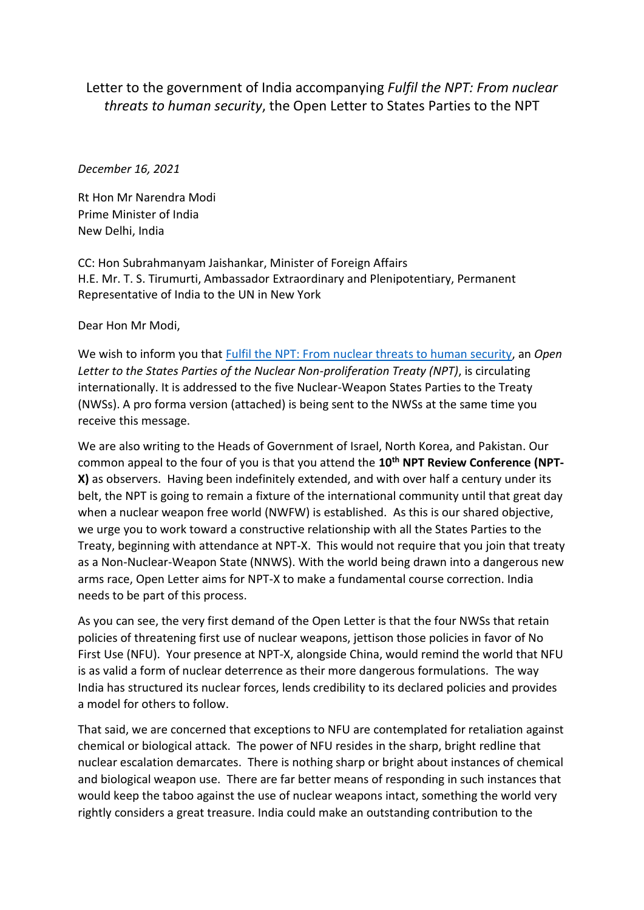# Letter to the government of India accompanying *Fulfil the NPT: From nuclear threats to human security*, the Open Letter to States Parties to the NPT

*December 16, 2021*

Rt Hon Mr Narendra Modi
Prime Minister of India
New Delhi, India

CC: Hon Subrahmanyam Jaishankar, Minister of Foreign Affairs
H.E. Mr. T. S. Tirumurti, Ambassador Extraordinary and Plenipotentiary, Permanent Representative of India to the UN in New York

Dear Hon Mr Modi,

We wish to inform you that Fulfil the NPT: From nuclear threats to human security, an *Open Letter to the States Parties of the Nuclear Non-proliferation Treaty (NPT)*, is circulating internationally. It is addressed to the five Nuclear-Weapon States Parties to the Treaty (NWSs). A pro forma version (attached) is being sent to the NWSs at the same time you receive this message.

We are also writing to the Heads of Government of Israel, North Korea, and Pakistan. Our common appeal to the four of you is that you attend the **10th NPT Review Conference (NPT-X)** as observers. Having been indefinitely extended, and with over half a century under its belt, the NPT is going to remain a fixture of the international community until that great day when a nuclear weapon free world (NWFW) is established. As this is our shared objective, we urge you to work toward a constructive relationship with all the States Parties to the Treaty, beginning with attendance at NPT-X. This would not require that you join that treaty as a Non-Nuclear-Weapon State (NNWS). With the world being drawn into a dangerous new arms race, Open Letter aims for NPT-X to make a fundamental course correction. India needs to be part of this process.

As you can see, the very first demand of the Open Letter is that the four NWSs that retain policies of threatening first use of nuclear weapons, jettison those policies in favor of No First Use (NFU). Your presence at NPT-X, alongside China, would remind the world that NFU is as valid a form of nuclear deterrence as their more dangerous formulations. The way India has structured its nuclear forces, lends credibility to its declared policies and provides a model for others to follow.

That said, we are concerned that exceptions to NFU are contemplated for retaliation against chemical or biological attack. The power of NFU resides in the sharp, bright redline that nuclear escalation demarcates. There is nothing sharp or bright about instances of chemical and biological weapon use. There are far better means of responding in such instances that would keep the taboo against the use of nuclear weapons intact, something the world very rightly considers a great treasure. India could make an outstanding contribution to the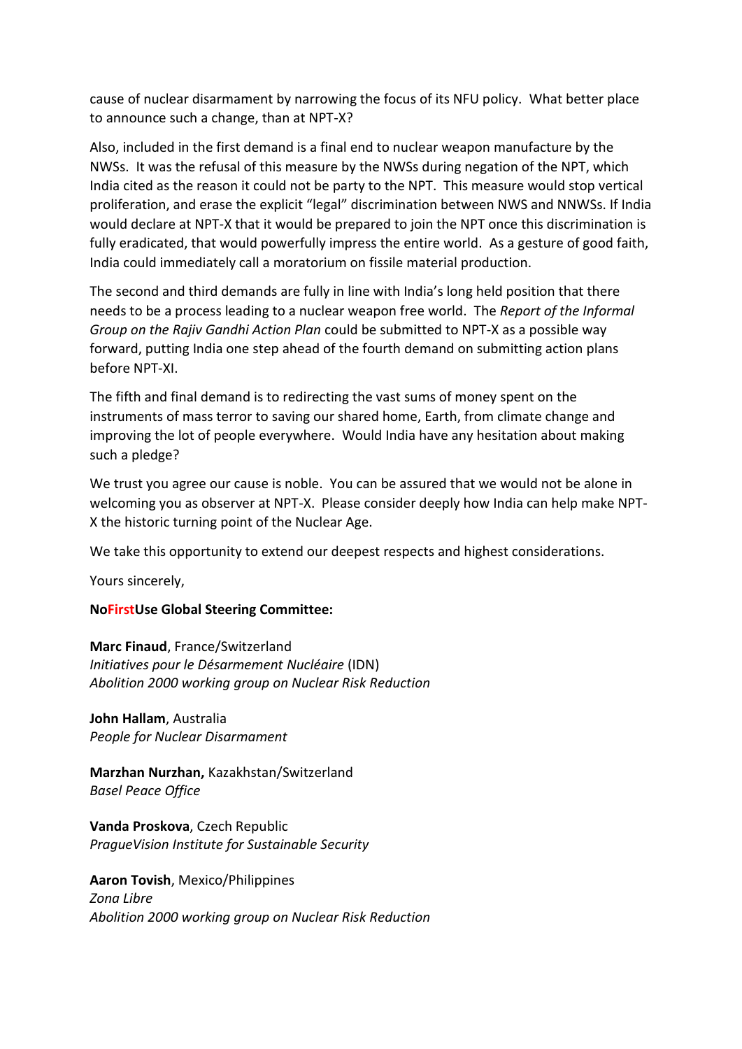cause of nuclear disarmament by narrowing the focus of its NFU policy. What better place to announce such a change, than at NPT-X?

Also, included in the first demand is a final end to nuclear weapon manufacture by the NWSs. It was the refusal of this measure by the NWSs during negation of the NPT, which India cited as the reason it could not be party to the NPT. This measure would stop vertical proliferation, and erase the explicit "legal" discrimination between NWS and NNWSs. If India would declare at NPT-X that it would be prepared to join the NPT once this discrimination is fully eradicated, that would powerfully impress the entire world. As a gesture of good faith, India could immediately call a moratorium on fissile material production.

The second and third demands are fully in line with India's long held position that there needs to be a process leading to a nuclear weapon free world. The *Report of the Informal Group on the Rajiv Gandhi Action Plan* could be submitted to NPT-X as a possible way forward, putting India one step ahead of the fourth demand on submitting action plans before NPT-XI.

The fifth and final demand is to redirecting the vast sums of money spent on the instruments of mass terror to saving our shared home, Earth, from climate change and improving the lot of people everywhere. Would India have any hesitation about making such a pledge?

We trust you agree our cause is noble. You can be assured that we would not be alone in welcoming you as observer at NPT-X. Please consider deeply how India can help make NPT-X the historic turning point of the Nuclear Age.

We take this opportunity to extend our deepest respects and highest considerations.

Yours sincerely,

**NoFirstUse Global Steering Committee:**

**Marc Finaud**, France/Switzerland
*Initiatives pour le Désarmement Nucléaire* (IDN)
*Abolition 2000 working group on Nuclear Risk Reduction*

**John Hallam**, Australia
*People for Nuclear Disarmament*

**Marzhan Nurzhan,** Kazakhstan/Switzerland
*Basel Peace Office*

**Vanda Proskova**, Czech Republic
*PragueVision Institute for Sustainable Security*

**Aaron Tovish**, Mexico/Philippines
*Zona Libre*
*Abolition 2000 working group on Nuclear Risk Reduction*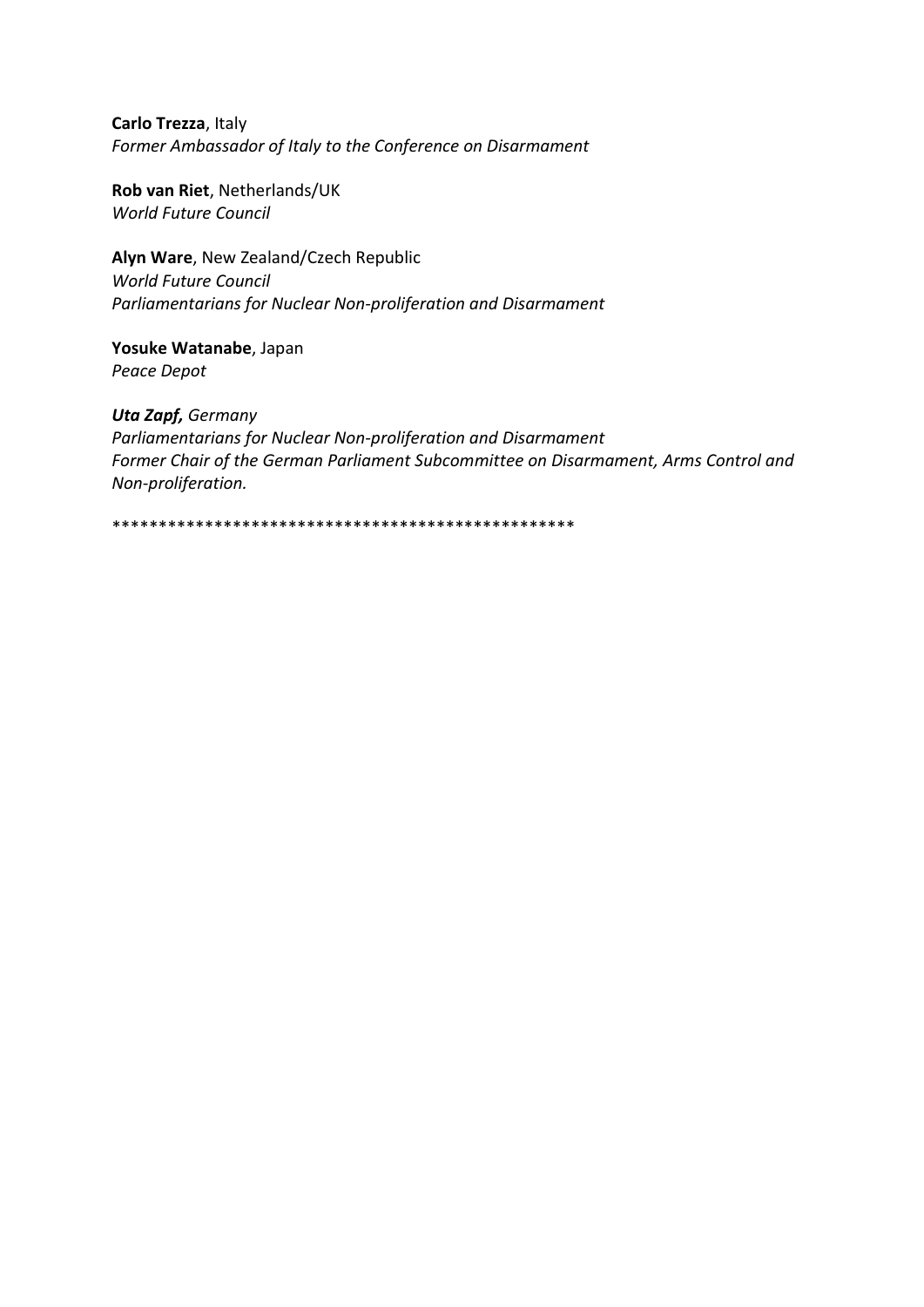**Carlo Trezza**, Italy
*Former Ambassador of Italy to the Conference on Disarmament*

**Rob van Riet**, Netherlands/UK
*World Future Council*

**Alyn Ware**, New Zealand/Czech Republic
*World Future Council*
*Parliamentarians for Nuclear Non-proliferation and Disarmament*

**Yosuke Watanabe**, Japan
*Peace Depot*

***Uta Zapf,*** *Germany*
*Parliamentarians for Nuclear Non-proliferation and Disarmament*
*Former Chair of the German Parliament Subcommittee on Disarmament, Arms Control and Non-proliferation.*

**************************************************